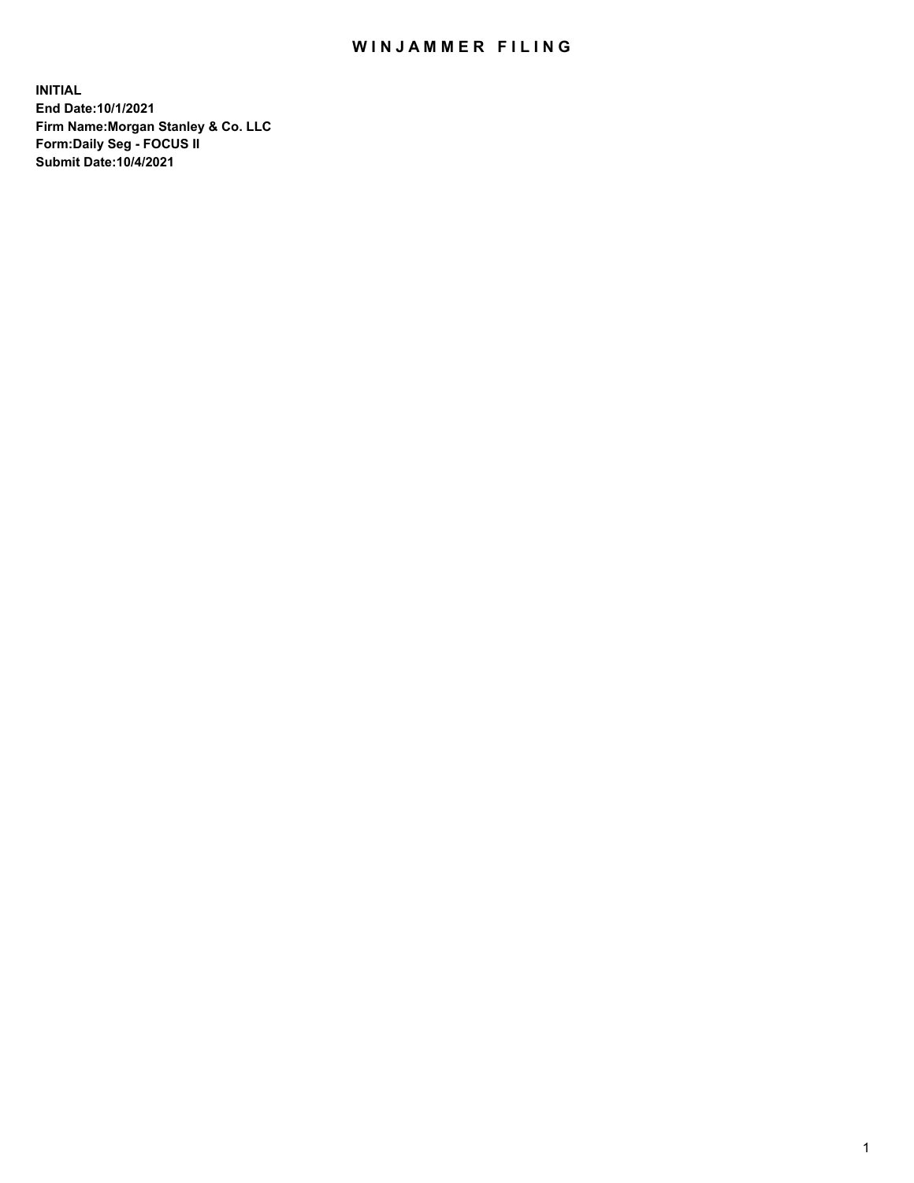# WINJAMMER FILING

**INITIAL**
**End Date:10/1/2021**
**Firm Name:Morgan Stanley & Co. LLC**
**Form:Daily Seg - FOCUS II**
**Submit Date:10/4/2021**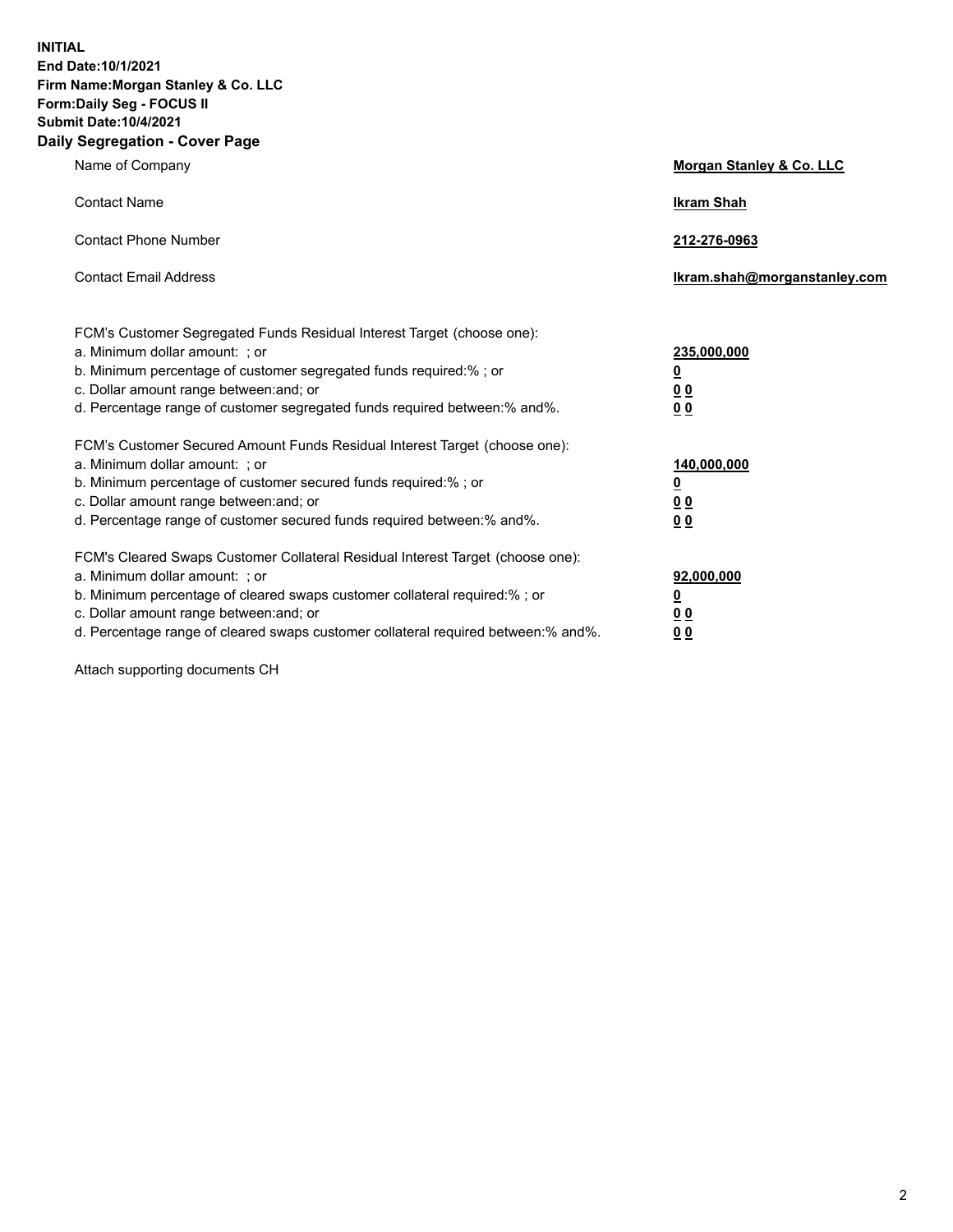**INITIAL**
**End Date:10/1/2021**
**Firm Name:Morgan Stanley & Co. LLC**
**Form:Daily Seg - FOCUS II**
**Submit Date:10/4/2021**

## Daily Segregation - Cover Page

| | |
|---|---|
| Name of Company | **Morgan Stanley & Co. LLC** |
| Contact Name | **Ikram Shah** |
| Contact Phone Number | **212-276-0963** |
| Contact Email Address | **Ikram.shah@morganstanley.com** |

| | |
|---|---|
| FCM's Customer Segregated Funds Residual Interest Target (choose one): | |
| a. Minimum dollar amount: ; or | **235,000,000** |
| b. Minimum percentage of customer segregated funds required:% ; or | **0** |
| c. Dollar amount range between:and; or | **0 0** |
| d. Percentage range of customer segregated funds required between:% and%. | **0 0** |
| FCM's Customer Secured Amount Funds Residual Interest Target (choose one): | |
| a. Minimum dollar amount: ; or | **140,000,000** |
| b. Minimum percentage of customer secured funds required:% ; or | **0** |
| c. Dollar amount range between:and; or | **0 0** |
| d. Percentage range of customer secured funds required between:% and%. | **0 0** |
| FCM's Cleared Swaps Customer Collateral Residual Interest Target (choose one): | |
| a. Minimum dollar amount: ; or | **92,000,000** |
| b. Minimum percentage of cleared swaps customer collateral required:% ; or | **0** |
| c. Dollar amount range between:and; or | **0 0** |
| d. Percentage range of cleared swaps customer collateral required between:% and%. | **0 0** |

Attach supporting documents CH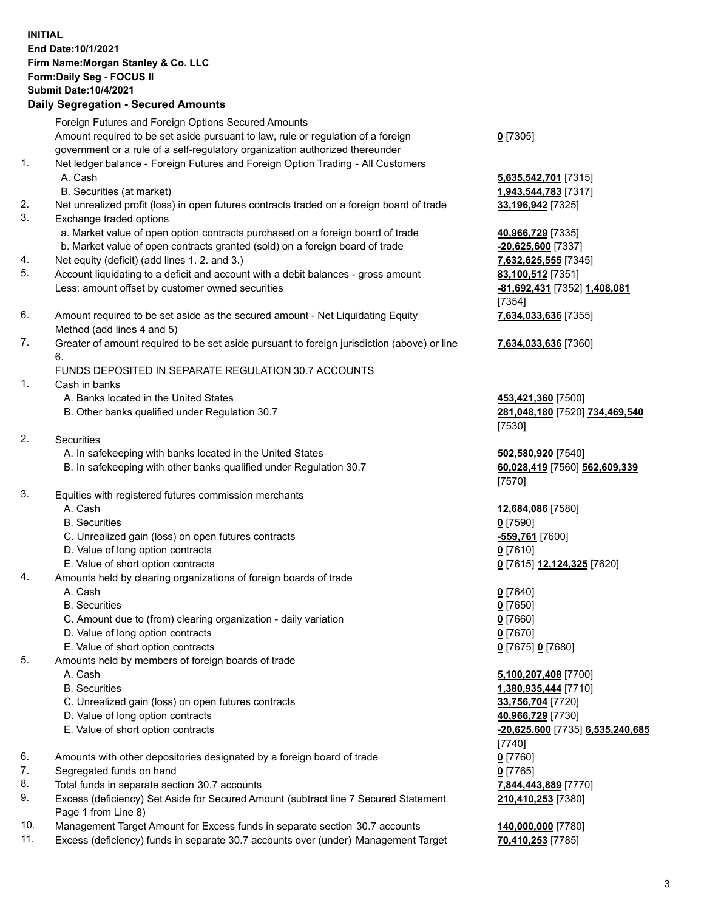**INITIAL**
**End Date:10/1/2021**
**Firm Name:Morgan Stanley & Co. LLC**
**Form:Daily Seg - FOCUS II**
**Submit Date:10/4/2021**

## Daily Segregation - Secured Amounts

| | | |
|---|---|---|
| | Foreign Futures and Foreign Options Secured Amounts | |
| | Amount required to be set aside pursuant to law, rule or regulation of a foreign government or a rule of a self-regulatory organization authorized thereunder | **0** [7305] |
| 1. | Net ledger balance - Foreign Futures and Foreign Option Trading - All Customers | |
| | A. Cash | **5,635,542,701** [7315] |
| | B. Securities (at market) | **1,943,544,783** [7317] |
| 2. | Net unrealized profit (loss) in open futures contracts traded on a foreign board of trade | **33,196,942** [7325] |
| 3. | Exchange traded options | |
| | a. Market value of open option contracts purchased on a foreign board of trade | **40,966,729** [7335] |
| | b. Market value of open contracts granted (sold) on a foreign board of trade | **-20,625,600** [7337] |
| 4. | Net equity (deficit) (add lines 1. 2. and 3.) | **7,632,625,555** [7345] |
| 5. | Account liquidating to a deficit and account with a debit balances - gross amount | **83,100,512** [7351] |
| | Less: amount offset by customer owned securities | **-81,692,431** [7352] **1,408,081** [7354] |
| 6. | Amount required to be set aside as the secured amount - Net Liquidating Equity Method (add lines 4 and 5) | **7,634,033,636** [7355] |
| 7. | Greater of amount required to be set aside pursuant to foreign jurisdiction (above) or line 6. | **7,634,033,636** [7360] |
| | FUNDS DEPOSITED IN SEPARATE REGULATION 30.7 ACCOUNTS | |
| 1. | Cash in banks | |
| | A. Banks located in the United States | **453,421,360** [7500] |
| | B. Other banks qualified under Regulation 30.7 | **281,048,180** [7520] **734,469,540** [7530] |
| 2. | Securities | |
| | A. In safekeeping with banks located in the United States | **502,580,920** [7540] |
| | B. In safekeeping with other banks qualified under Regulation 30.7 | **60,028,419** [7560] **562,609,339** [7570] |
| 3. | Equities with registered futures commission merchants | |
| | A. Cash | **12,684,086** [7580] |
| | B. Securities | **0** [7590] |
| | C. Unrealized gain (loss) on open futures contracts | **-559,761** [7600] |
| | D. Value of long option contracts | **0** [7610] |
| | E. Value of short option contracts | **0** [7615] **12,124,325** [7620] |
| 4. | Amounts held by clearing organizations of foreign boards of trade | |
| | A. Cash | **0** [7640] |
| | B. Securities | **0** [7650] |
| | C. Amount due to (from) clearing organization - daily variation | **0** [7660] |
| | D. Value of long option contracts | **0** [7670] |
| | E. Value of short option contracts | **0** [7675] **0** [7680] |
| 5. | Amounts held by members of foreign boards of trade | |
| | A. Cash | **5,100,207,408** [7700] |
| | B. Securities | **1,380,935,444** [7710] |
| | C. Unrealized gain (loss) on open futures contracts | **33,756,704** [7720] |
| | D. Value of long option contracts | **40,966,729** [7730] |
| | E. Value of short option contracts | **-20,625,600** [7735] **6,535,240,685** [7740] |
| 6. | Amounts with other depositories designated by a foreign board of trade | **0** [7760] |
| 7. | Segregated funds on hand | **0** [7765] |
| 8. | Total funds in separate section 30.7 accounts | **7,844,443,889** [7770] |
| 9. | Excess (deficiency) Set Aside for Secured Amount (subtract line 7 Secured Statement Page 1 from Line 8) | **210,410,253** [7380] |
| 10. | Management Target Amount for Excess funds in separate section 30.7 accounts | **140,000,000** [7780] |
| 11. | Excess (deficiency) funds in separate 30.7 accounts over (under) Management Target | **70,410,253** [7785] |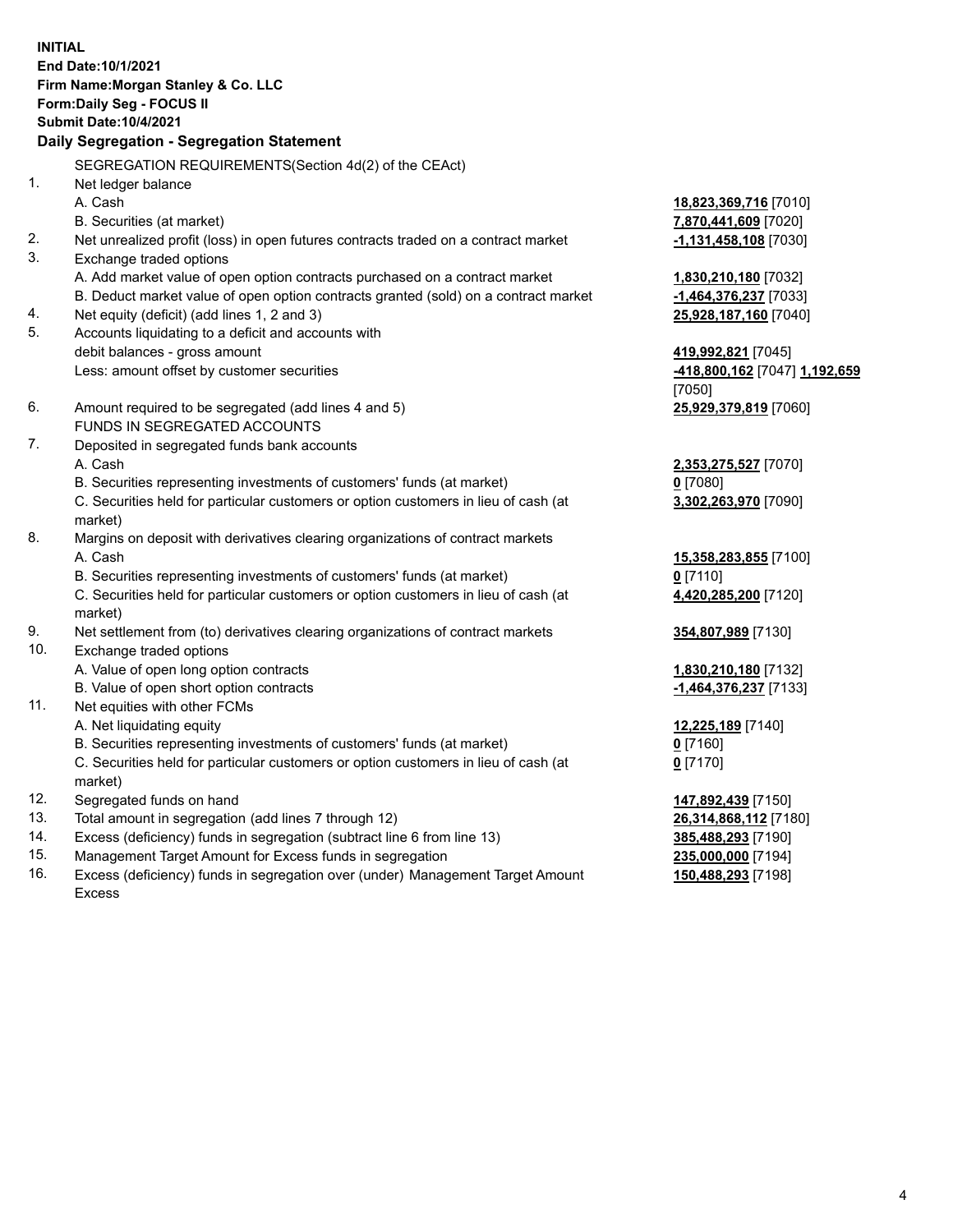**INITIAL**
**End Date:10/1/2021**
**Firm Name:Morgan Stanley & Co. LLC**
**Form:Daily Seg - FOCUS II**
**Submit Date:10/4/2021**

**Daily Segregation - Segregation Statement**

SEGREGATION REQUIREMENTS(Section 4d(2) of the CEAct)

| | | |
|---|---|---|
| 1. | Net ledger balance | |
| | A. Cash | **18,823,369,716** [7010] |
| | B. Securities (at market) | **7,870,441,609** [7020] |
| 2. | Net unrealized profit (loss) in open futures contracts traded on a contract market | **-1,131,458,108** [7030] |
| 3. | Exchange traded options | |
| | A. Add market value of open option contracts purchased on a contract market | **1,830,210,180** [7032] |
| | B. Deduct market value of open option contracts granted (sold) on a contract market | **-1,464,376,237** [7033] |
| 4. | Net equity (deficit) (add lines 1, 2 and 3) | **25,928,187,160** [7040] |
| 5. | Accounts liquidating to a deficit and accounts with debit balances - gross amount | **419,992,821** [7045] |
| | Less: amount offset by customer securities | **-418,800,162** [7047] **1,192,659** [7050] |
| 6. | Amount required to be segregated (add lines 4 and 5) | **25,929,379,819** [7060] |
| | FUNDS IN SEGREGATED ACCOUNTS | |
| 7. | Deposited in segregated funds bank accounts | |
| | A. Cash | **2,353,275,527** [7070] |
| | B. Securities representing investments of customers' funds (at market) | **0** [7080] |
| | C. Securities held for particular customers or option customers in lieu of cash (at market) | **3,302,263,970** [7090] |
| 8. | Margins on deposit with derivatives clearing organizations of contract markets | |
| | A. Cash | **15,358,283,855** [7100] |
| | B. Securities representing investments of customers' funds (at market) | **0** [7110] |
| | C. Securities held for particular customers or option customers in lieu of cash (at market) | **4,420,285,200** [7120] |
| 9. | Net settlement from (to) derivatives clearing organizations of contract markets | **354,807,989** [7130] |
| 10. | Exchange traded options | |
| | A. Value of open long option contracts | **1,830,210,180** [7132] |
| | B. Value of open short option contracts | **-1,464,376,237** [7133] |
| 11. | Net equities with other FCMs | |
| | A. Net liquidating equity | **12,225,189** [7140] |
| | B. Securities representing investments of customers' funds (at market) | **0** [7160] |
| | C. Securities held for particular customers or option customers in lieu of cash (at market) | **0** [7170] |
| 12. | Segregated funds on hand | **147,892,439** [7150] |
| 13. | Total amount in segregation (add lines 7 through 12) | **26,314,868,112** [7180] |
| 14. | Excess (deficiency) funds in segregation (subtract line 6 from line 13) | **385,488,293** [7190] |
| 15. | Management Target Amount for Excess funds in segregation | **235,000,000** [7194] |
| 16. | Excess (deficiency) funds in segregation over (under) Management Target Amount Excess | **150,488,293** [7198] |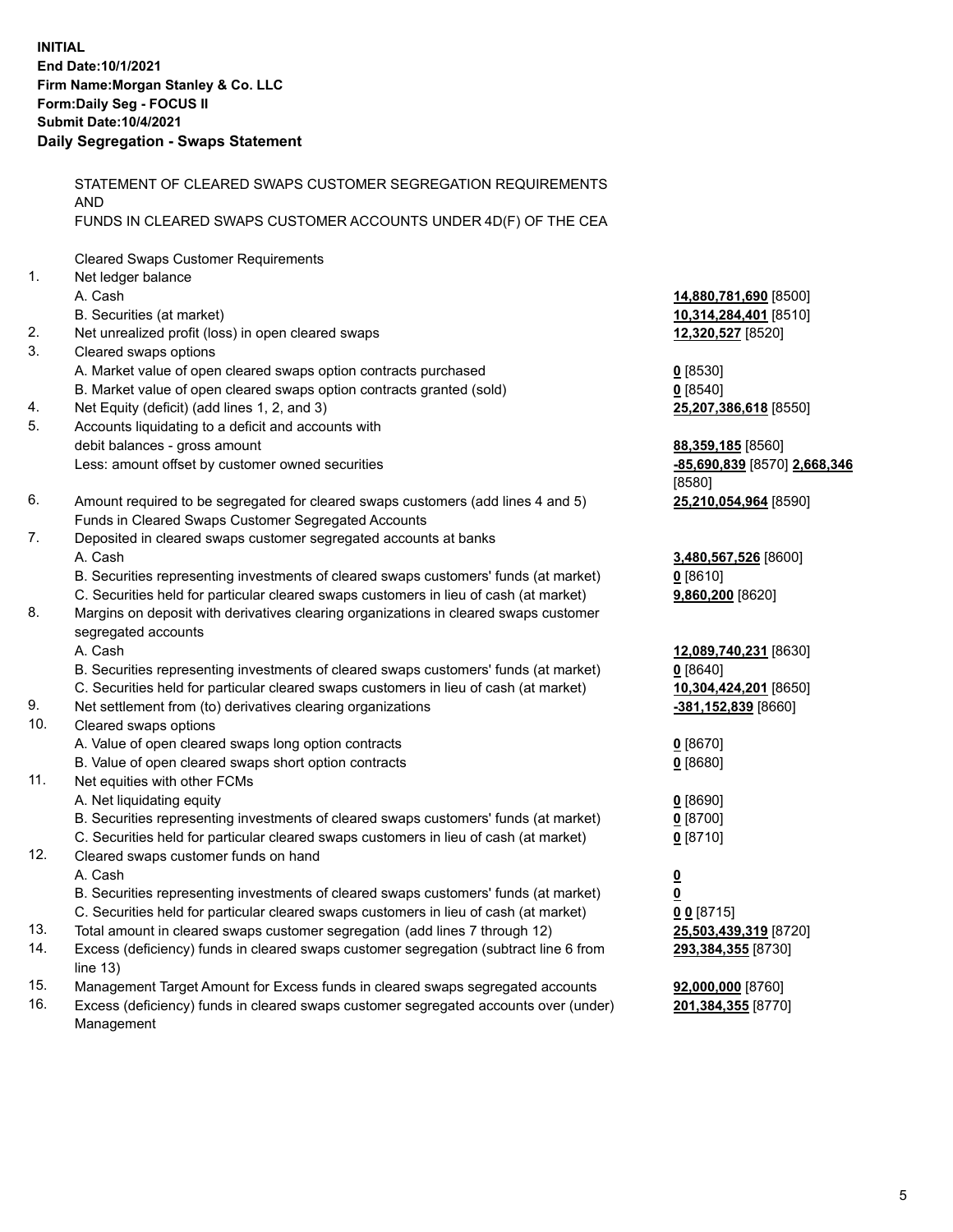**INITIAL**
**End Date:10/1/2021**
**Firm Name:Morgan Stanley & Co. LLC**
**Form:Daily Seg - FOCUS II**
**Submit Date:10/4/2021**
**Daily Segregation - Swaps Statement**

STATEMENT OF CLEARED SWAPS CUSTOMER SEGREGATION REQUIREMENTS AND FUNDS IN CLEARED SWAPS CUSTOMER ACCOUNTS UNDER 4D(F) OF THE CEA

| | | |
|---|---|---|
| | Cleared Swaps Customer Requirements | |
| 1. | Net ledger balance | |
| | A. Cash | **14,880,781,690** [8500] |
| | B. Securities (at market) | **10,314,284,401** [8510] |
| 2. | Net unrealized profit (loss) in open cleared swaps | **12,320,527** [8520] |
| 3. | Cleared swaps options | |
| | A. Market value of open cleared swaps option contracts purchased | **0** [8530] |
| | B. Market value of open cleared swaps option contracts granted (sold) | **0** [8540] |
| 4. | Net Equity (deficit) (add lines 1, 2, and 3) | **25,207,386,618** [8550] |
| 5. | Accounts liquidating to a deficit and accounts with debit balances - gross amount | **88,359,185** [8560] |
| | Less: amount offset by customer owned securities | **-85,690,839** [8570] **2,668,346** [8580] |
| 6. | Amount required to be segregated for cleared swaps customers (add lines 4 and 5) | **25,210,054,964** [8590] |
| | Funds in Cleared Swaps Customer Segregated Accounts | |
| 7. | Deposited in cleared swaps customer segregated accounts at banks | |
| | A. Cash | **3,480,567,526** [8600] |
| | B. Securities representing investments of cleared swaps customers' funds (at market) | **0** [8610] |
| | C. Securities held for particular cleared swaps customers in lieu of cash (at market) | **9,860,200** [8620] |
| 8. | Margins on deposit with derivatives clearing organizations in cleared swaps customer segregated accounts | |
| | A. Cash | **12,089,740,231** [8630] |
| | B. Securities representing investments of cleared swaps customers' funds (at market) | **0** [8640] |
| | C. Securities held for particular cleared swaps customers in lieu of cash (at market) | **10,304,424,201** [8650] |
| 9. | Net settlement from (to) derivatives clearing organizations | **-381,152,839** [8660] |
| 10. | Cleared swaps options | |
| | A. Value of open cleared swaps long option contracts | **0** [8670] |
| | B. Value of open cleared swaps short option contracts | **0** [8680] |
| 11. | Net equities with other FCMs | |
| | A. Net liquidating equity | **0** [8690] |
| | B. Securities representing investments of cleared swaps customers' funds (at market) | **0** [8700] |
| | C. Securities held for particular cleared swaps customers in lieu of cash (at market) | **0** [8710] |
| 12. | Cleared swaps customer funds on hand | |
| | A. Cash | **0** |
| | B. Securities representing investments of cleared swaps customers' funds (at market) | **0** |
| | C. Securities held for particular cleared swaps customers in lieu of cash (at market) | **0** **0** [8715] |
| 13. | Total amount in cleared swaps customer segregation (add lines 7 through 12) | **25,503,439,319** [8720] |
| 14. | Excess (deficiency) funds in cleared swaps customer segregation (subtract line 6 from line 13) | **293,384,355** [8730] |
| 15. | Management Target Amount for Excess funds in cleared swaps segregated accounts | **92,000,000** [8760] |
| 16. | Excess (deficiency) funds in cleared swaps customer segregated accounts over (under) Management | **201,384,355** [8770] |